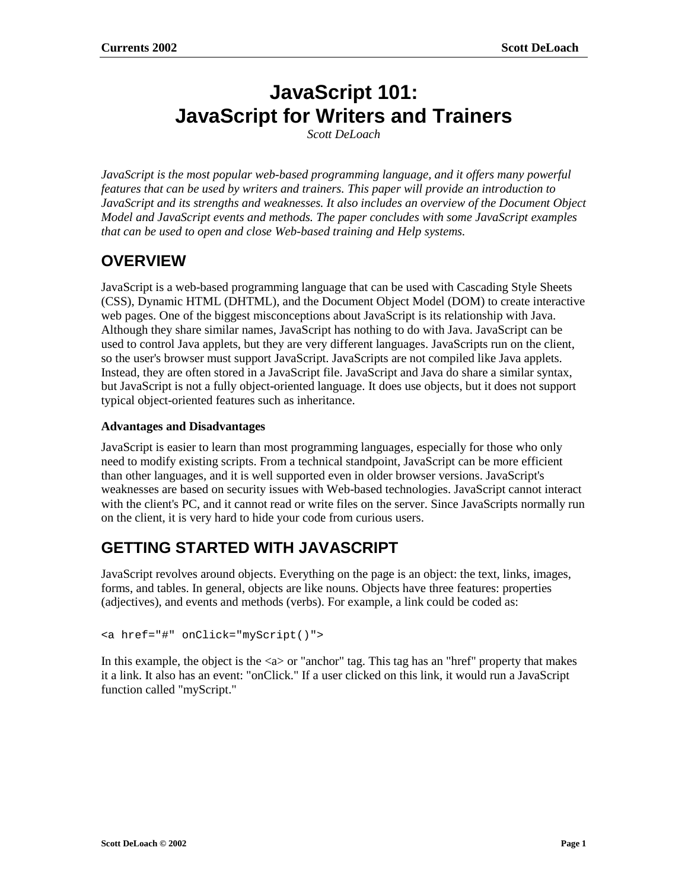# JavaScript 101: JavaScript for Writers and Trainers

*Scott DeLoach*

*JavaScript is the most popular web-based programming language, and it offers many powerful features that can be used by writers and trainers. This paper will provide an introduction to JavaScript and its strengths and weaknesses. It also includes an overview of the Document Object Model and JavaScript events and methods. The paper concludes with some JavaScript examples that can be used to open and close Web-based training and Help systems.*

## OVERVIEW

JavaScript is a web-based programming language that can be used with Cascading Style Sheets (CSS), Dynamic HTML (DHTML), and the Document Object Model (DOM) to create interactive web pages. One of the biggest misconceptions about JavaScript is its relationship with Java. Although they share similar names, JavaScript has nothing to do with Java. JavaScript can be used to control Java applets, but they are very different languages. JavaScripts run on the client, so the user's browser must support JavaScript. JavaScripts are not compiled like Java applets. Instead, they are often stored in a JavaScript file. JavaScript and Java do share a similar syntax, but JavaScript is not a fully object-oriented language. It does use objects, but it does not support typical object-oriented features such as inheritance.

### Advantages and Disadvantages

JavaScript is easier to learn than most programming languages, especially for those who only need to modify existing scripts. From a technical standpoint, JavaScript can be more efficient than other languages, and it is well supported even in older browser versions. JavaScript's weaknesses are based on security issues with Web-based technologies. JavaScript cannot interact with the client's PC, and it cannot read or write files on the server. Since JavaScripts normally run on the client, it is very hard to hide your code from curious users.

## GETTING STARTED WITH JAVASCRIPT

JavaScript revolves around objects. Everything on the page is an object: the text, links, images, forms, and tables. In general, objects are like nouns. Objects have three features: properties (adjectives), and events and methods (verbs). For example, a link could be coded as:

```
<a href="#" onClick="myScript()">
```

In this example, the object is the <a> or "anchor" tag. This tag has an "href" property that makes it a link. It also has an event: "onClick." If a user clicked on this link, it would run a JavaScript function called "myScript."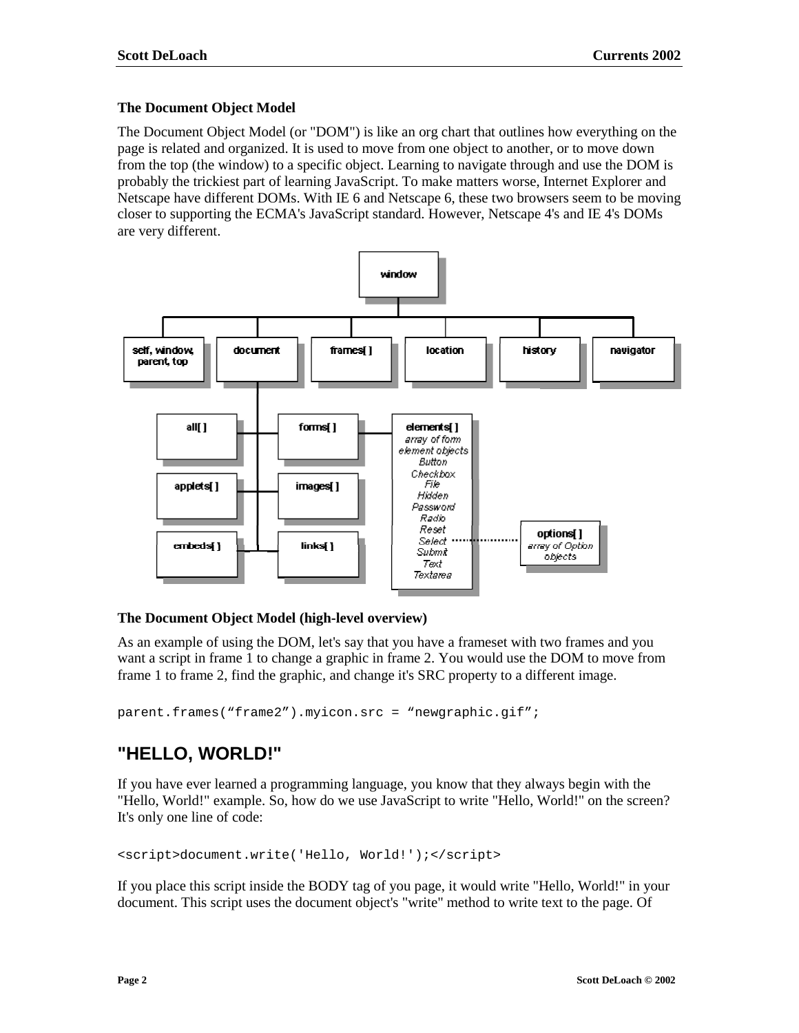### The Document Object Model

The Document Object Model (or "DOM") is like an org chart that outlines how everything on the page is related and organized. It is used to move from one object to another, or to move down from the top (the window) to a specific object. Learning to navigate through and use the DOM is probably the trickiest part of learning JavaScript. To make matters worse, Internet Explorer and Netscape have different DOMs. With IE 6 and Netscape 6, these two browsers seem to be moving closer to supporting the ECMA's JavaScript standard. However, Netscape 4's and IE 4's DOMs are very different.

**The Document Object Model (high-level overview)**

As an example of using the DOM, let's say that you have a frameset with two frames and you want a script in frame 1 to change a graphic in frame 2. You would use the DOM to move from frame 1 to frame 2, find the graphic, and change it's SRC property to a different image.

```
parent.frames(“frame2”).myicon.src = “newgraphic.gif”;
```

## "HELLO, WORLD!"

If you have ever learned a programming language, you know that they always begin with the "Hello, World!" example. So, how do we use JavaScript to write "Hello, World!" on the screen? It's only one line of code:

```
<script>document.write('Hello, World!');</script>
```

If you place this script inside the BODY tag of you page, it would write "Hello, World!" in your document. This script uses the document object's "write" method to write text to the page. Of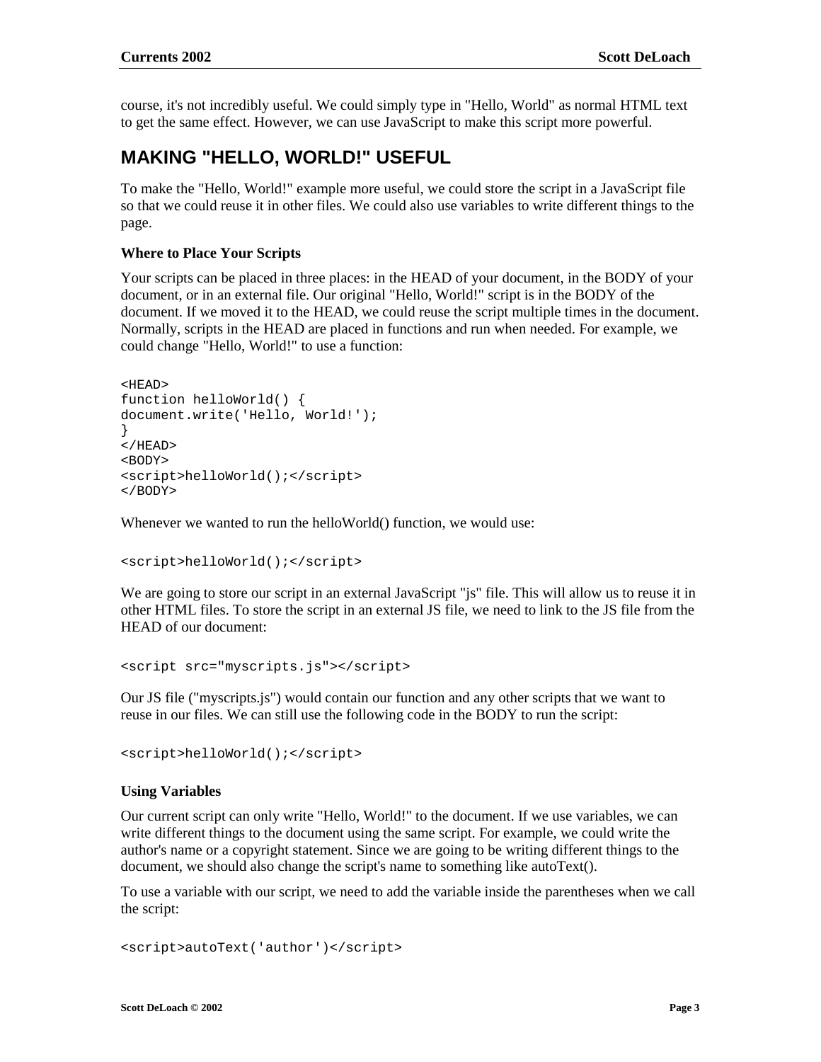course, it's not incredibly useful. We could simply type in "Hello, World" as normal HTML text to get the same effect. However, we can use JavaScript to make this script more powerful.

## MAKING "HELLO, WORLD!" USEFUL

To make the "Hello, World!" example more useful, we could store the script in a JavaScript file so that we could reuse it in other files. We could also use variables to write different things to the page.

### Where to Place Your Scripts

Your scripts can be placed in three places: in the HEAD of your document, in the BODY of your document, or in an external file. Our original "Hello, World!" script is in the BODY of the document. If we moved it to the HEAD, we could reuse the script multiple times in the document. Normally, scripts in the HEAD are placed in functions and run when needed. For example, we could change "Hello, World!" to use a function:

```
<HEAD>
function helloWorld() {
document.write('Hello, World!');
}
</HEAD>
<BODY>
<script>helloWorld();</script>
</BODY>
```

Whenever we wanted to run the helloWorld() function, we would use:

```
<script>helloWorld();</script>
```

We are going to store our script in an external JavaScript "js" file. This will allow us to reuse it in other HTML files. To store the script in an external JS file, we need to link to the JS file from the HEAD of our document:

```
<script src="myscripts.js"></script>
```

Our JS file ("myscripts.js") would contain our function and any other scripts that we want to reuse in our files. We can still use the following code in the BODY to run the script:

```
<script>helloWorld();</script>
```

### Using Variables

Our current script can only write "Hello, World!" to the document. If we use variables, we can write different things to the document using the same script. For example, we could write the author's name or a copyright statement. Since we are going to be writing different things to the document, we should also change the script's name to something like autoText().

To use a variable with our script, we need to add the variable inside the parentheses when we call the script:

```
<script>autoText('author')</script>
```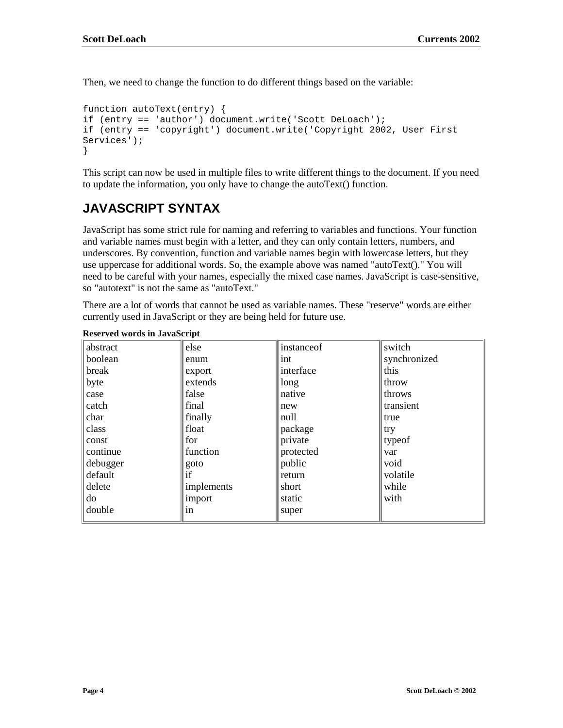Then, we need to change the function to do different things based on the variable:

```
function autoText(entry) {
if (entry == 'author') document.write('Scott DeLoach');
if (entry == 'copyright') document.write('Copyright 2002, User First
Services');
}
```

This script can now be used in multiple files to write different things to the document. If you need to update the information, you only have to change the autoText() function.

## JAVASCRIPT SYNTAX

JavaScript has some strict rule for naming and referring to variables and functions. Your function and variable names must begin with a letter, and they can only contain letters, numbers, and underscores. By convention, function and variable names begin with lowercase letters, but they use uppercase for additional words. So, the example above was named "autoText()." You will need to be careful with your names, especially the mixed case names. JavaScript is case-sensitive, so "autotext" is not the same as "autoText."

There are a lot of words that cannot be used as variable names. These "reserve" words are either currently used in JavaScript or they are being held for future use.

**Reserved words in JavaScript**

| | | | |
|---|---|---|---|
| abstract | else | instanceof | switch |
| boolean | enum | int | synchronized |
| break | export | interface | this |
| byte | extends | long | throw |
| case | false | native | throws |
| catch | final | new | transient |
| char | finally | null | true |
| class | float | package | try |
| const | for | private | typeof |
| continue | function | protected | var |
| debugger | goto | public | void |
| default | if | return | volatile |
| delete | implements | short | while |
| do | import | static | with |
| double | in | super | |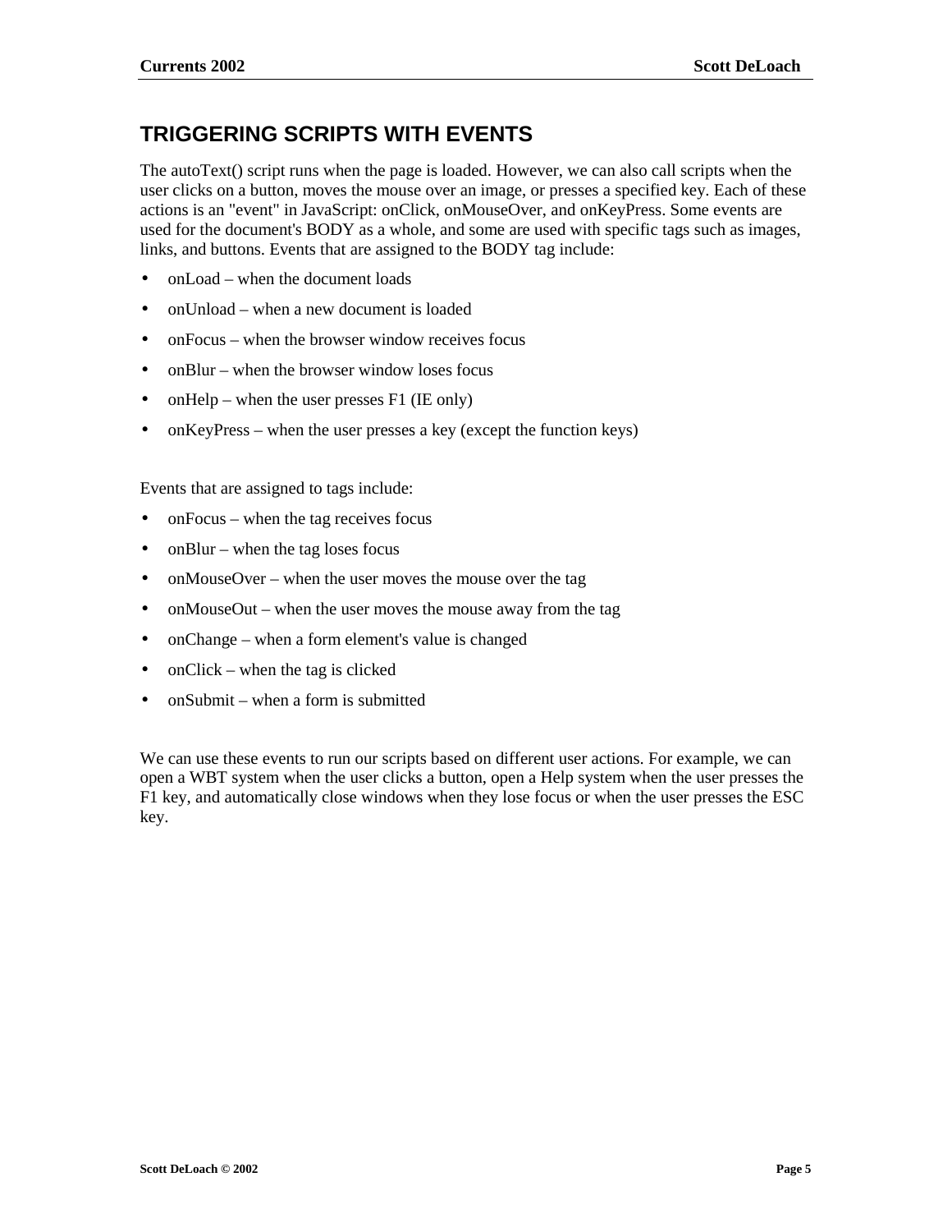## TRIGGERING SCRIPTS WITH EVENTS

The autoText() script runs when the page is loaded. However, we can also call scripts when the user clicks on a button, moves the mouse over an image, or presses a specified key. Each of these actions is an "event" in JavaScript: onClick, onMouseOver, and onKeyPress. Some events are used for the document's BODY as a whole, and some are used with specific tags such as images, links, and buttons. Events that are assigned to the BODY tag include:

- onLoad – when the document loads
- onUnload – when a new document is loaded
- onFocus – when the browser window receives focus
- onBlur – when the browser window loses focus
- onHelp – when the user presses F1 (IE only)
- onKeyPress – when the user presses a key (except the function keys)

Events that are assigned to tags include:

- onFocus – when the tag receives focus
- onBlur – when the tag loses focus
- onMouseOver – when the user moves the mouse over the tag
- onMouseOut – when the user moves the mouse away from the tag
- onChange – when a form element's value is changed
- onClick – when the tag is clicked
- onSubmit – when a form is submitted

We can use these events to run our scripts based on different user actions. For example, we can open a WBT system when the user clicks a button, open a Help system when the user presses the F1 key, and automatically close windows when they lose focus or when the user presses the ESC key.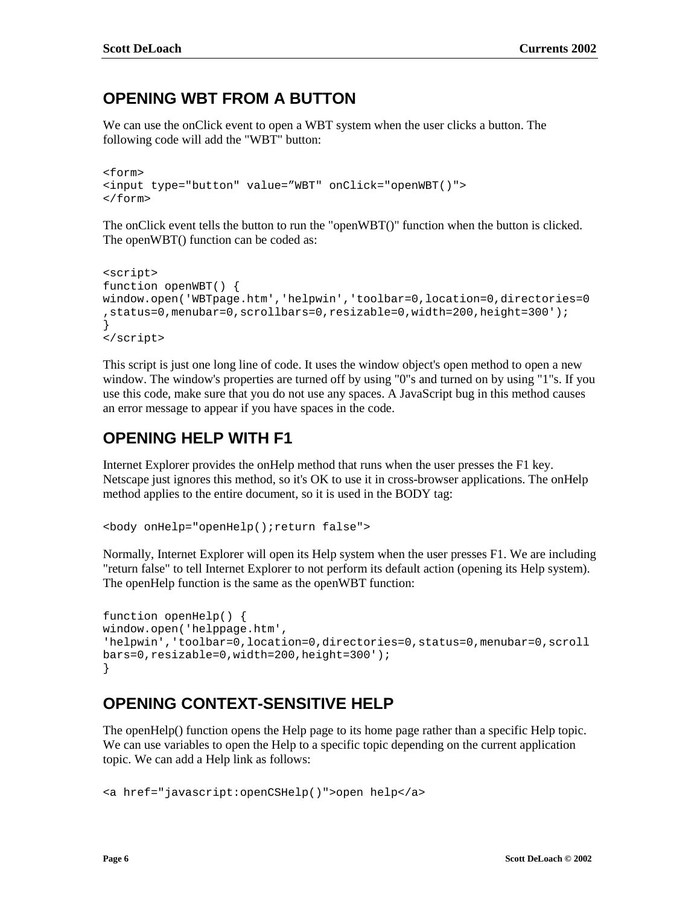## OPENING WBT FROM A BUTTON

We can use the onClick event to open a WBT system when the user clicks a button. The following code will add the "WBT" button:

```
<form>
<input type="button" value=”WBT" onClick="openWBT()">
</form>
```

The onClick event tells the button to run the "openWBT()" function when the button is clicked. The openWBT() function can be coded as:

```
<script>
function openWBT() {
window.open('WBTpage.htm','helpwin','toolbar=0,location=0,directories=0
,status=0,menubar=0,scrollbars=0,resizable=0,width=200,height=300');
}
</script>
```

This script is just one long line of code. It uses the window object's open method to open a new window. The window's properties are turned off by using "0"s and turned on by using "1"s. If you use this code, make sure that you do not use any spaces. A JavaScript bug in this method causes an error message to appear if you have spaces in the code.

## OPENING HELP WITH F1

Internet Explorer provides the onHelp method that runs when the user presses the F1 key. Netscape just ignores this method, so it's OK to use it in cross-browser applications. The onHelp method applies to the entire document, so it is used in the BODY tag:

```
<body onHelp="openHelp();return false">
```

Normally, Internet Explorer will open its Help system when the user presses F1. We are including "return false" to tell Internet Explorer to not perform its default action (opening its Help system). The openHelp function is the same as the openWBT function:

```
function openHelp() {
window.open('helppage.htm',
'helpwin','toolbar=0,location=0,directories=0,status=0,menubar=0,scroll
bars=0,resizable=0,width=200,height=300');
}
```

## OPENING CONTEXT-SENSITIVE HELP

The openHelp() function opens the Help page to its home page rather than a specific Help topic. We can use variables to open the Help to a specific topic depending on the current application topic. We can add a Help link as follows:

```
<a href="javascript:openCSHelp()">open help</a>
```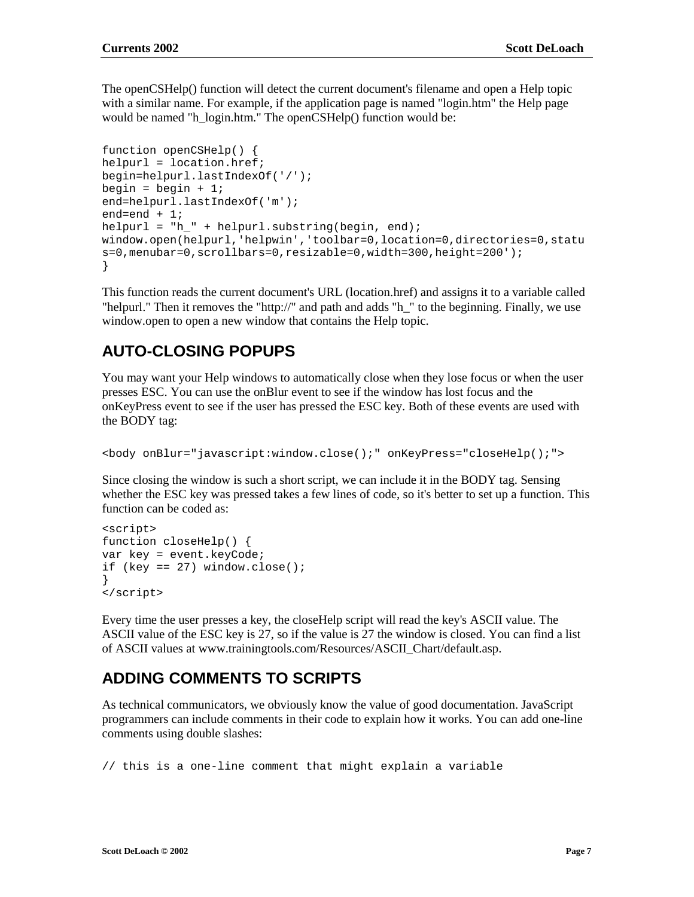The openCSHelp() function will detect the current document's filename and open a Help topic with a similar name. For example, if the application page is named "login.htm" the Help page would be named "h_login.htm." The openCSHelp() function would be:

```
function openCSHelp() {
helpurl = location.href;
begin=helpurl.lastIndexOf('/');
begin = begin + 1;
end=helpurl.lastIndexOf('m');
end=end + 1;
helpurl = "h_" + helpurl.substring(begin, end);
window.open(helpurl,'helpwin','toolbar=0,location=0,directories=0,status=0,menubar=0,scrollbars=0,resizable=0,width=300,height=200');
}
```

This function reads the current document's URL (location.href) and assigns it to a variable called "helpurl." Then it removes the "http://" and path and adds "h_" to the beginning. Finally, we use window.open to open a new window that contains the Help topic.

## AUTO-CLOSING POPUPS

You may want your Help windows to automatically close when they lose focus or when the user presses ESC. You can use the onBlur event to see if the window has lost focus and the onKeyPress event to see if the user has pressed the ESC key. Both of these events are used with the BODY tag:

```
<body onBlur="javascript:window.close();" onKeyPress="closeHelp();">
```

Since closing the window is such a short script, we can include it in the BODY tag. Sensing whether the ESC key was pressed takes a few lines of code, so it's better to set up a function. This function can be coded as:

```
<script>
function closeHelp() {
var key = event.keyCode;
if (key == 27) window.close();
}
</script>
```

Every time the user presses a key, the closeHelp script will read the key's ASCII value. The ASCII value of the ESC key is 27, so if the value is 27 the window is closed. You can find a list of ASCII values at www.trainingtools.com/Resources/ASCII_Chart/default.asp.

## ADDING COMMENTS TO SCRIPTS

As technical communicators, we obviously know the value of good documentation. JavaScript programmers can include comments in their code to explain how it works. You can add one-line comments using double slashes:

```
// this is a one-line comment that might explain a variable
```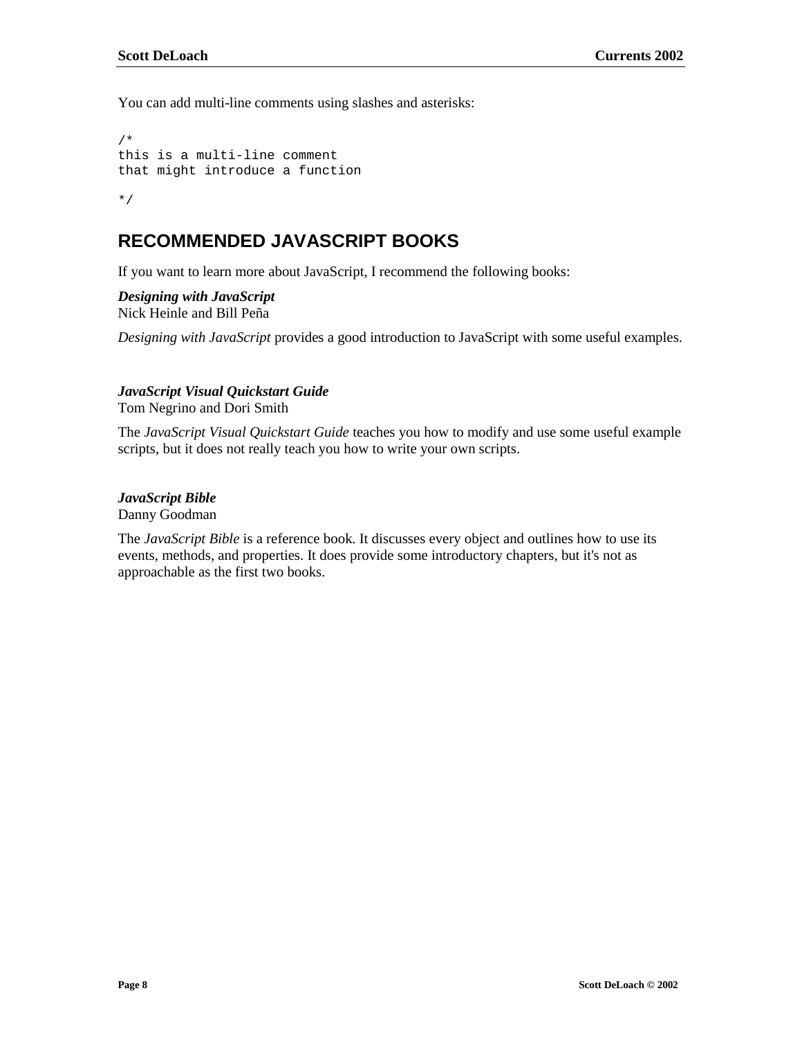You can add multi-line comments using slashes and asterisks:

```
/*
this is a multi-line comment
that might introduce a function

*/
```

## RECOMMENDED JAVASCRIPT BOOKS

If you want to learn more about JavaScript, I recommend the following books:

***Designing with JavaScript***
Nick Heinle and Bill Peña

*Designing with JavaScript* provides a good introduction to JavaScript with some useful examples.

***JavaScript Visual Quickstart Guide***
Tom Negrino and Dori Smith

The *JavaScript Visual Quickstart Guide* teaches you how to modify and use some useful example scripts, but it does not really teach you how to write your own scripts.

***JavaScript Bible***
Danny Goodman

The *JavaScript Bible* is a reference book. It discusses every object and outlines how to use its events, methods, and properties. It does provide some introductory chapters, but it's not as approachable as the first two books.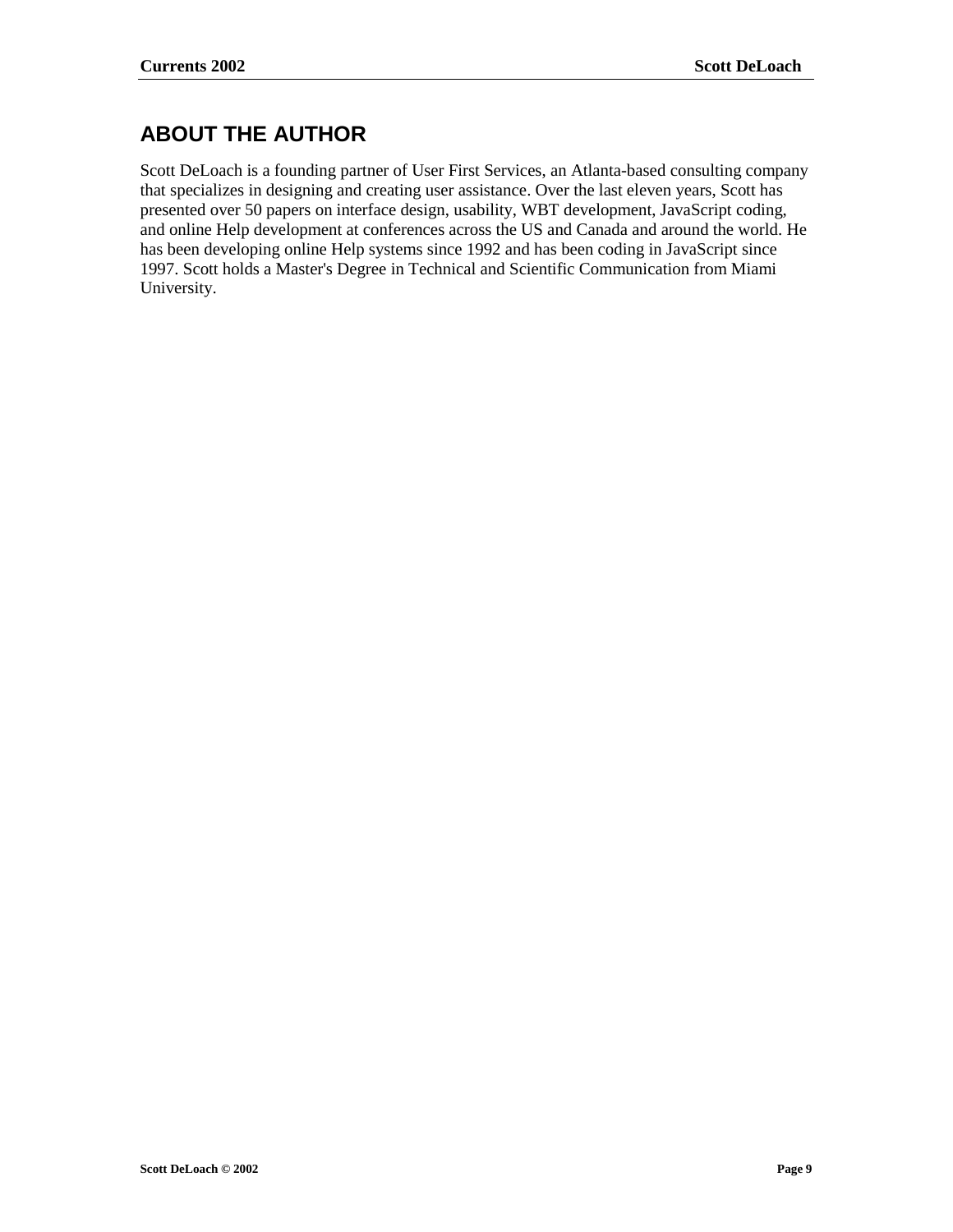## ABOUT THE AUTHOR

Scott DeLoach is a founding partner of User First Services, an Atlanta-based consulting company that specializes in designing and creating user assistance. Over the last eleven years, Scott has presented over 50 papers on interface design, usability, WBT development, JavaScript coding, and online Help development at conferences across the US and Canada and around the world. He has been developing online Help systems since 1992 and has been coding in JavaScript since 1997. Scott holds a Master's Degree in Technical and Scientific Communication from Miami University.